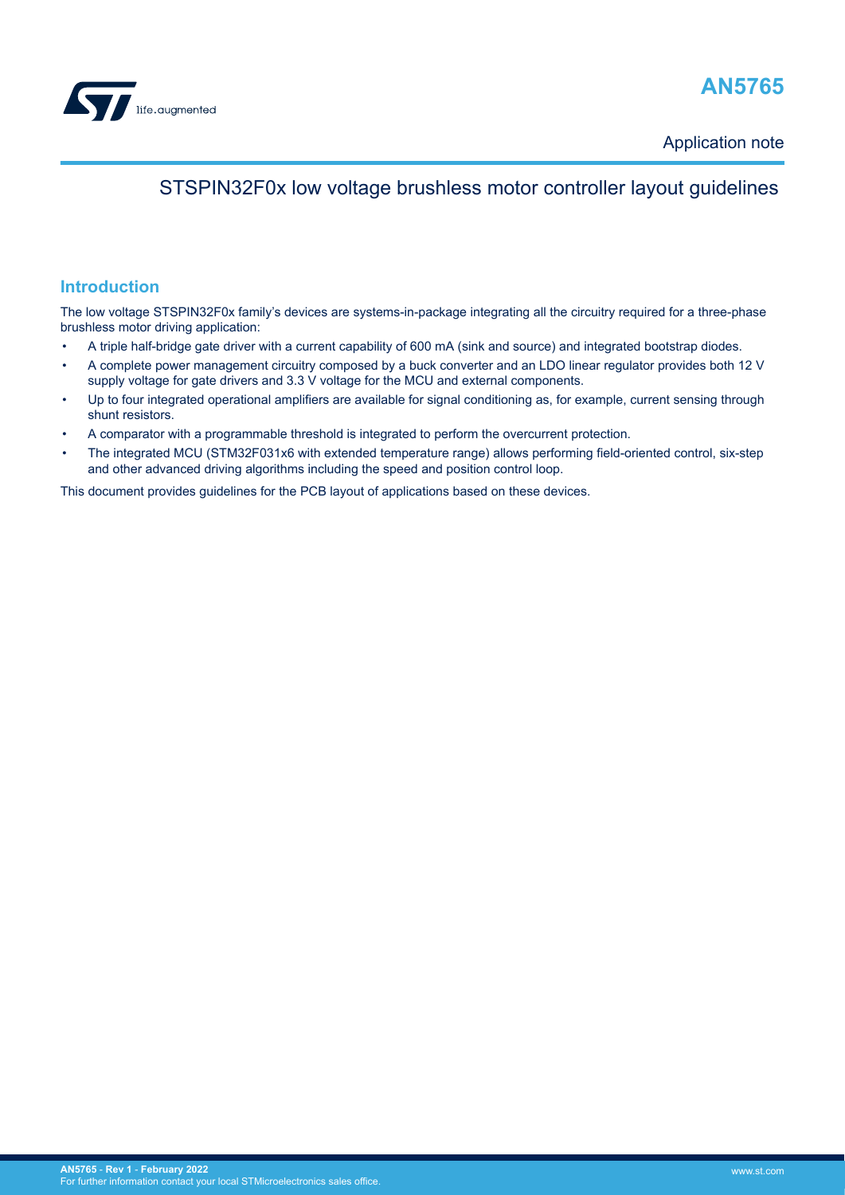# AN5765

Application note

## STSPIN32F0x low voltage brushless motor controller layout guidelines

## Introduction

The low voltage STSPIN32F0x family's devices are systems-in-package integrating all the circuitry required for a three-phase brushless motor driving application:

- A triple half-bridge gate driver with a current capability of 600 mA (sink and source) and integrated bootstrap diodes.
- A complete power management circuitry composed by a buck converter and an LDO linear regulator provides both 12 V supply voltage for gate drivers and 3.3 V voltage for the MCU and external components.
- Up to four integrated operational amplifiers are available for signal conditioning as, for example, current sensing through shunt resistors.
- A comparator with a programmable threshold is integrated to perform the overcurrent protection.
- The integrated MCU (STM32F031x6 with extended temperature range) allows performing field-oriented control, six-step and other advanced driving algorithms including the speed and position control loop.

This document provides guidelines for the PCB layout of applications based on these devices.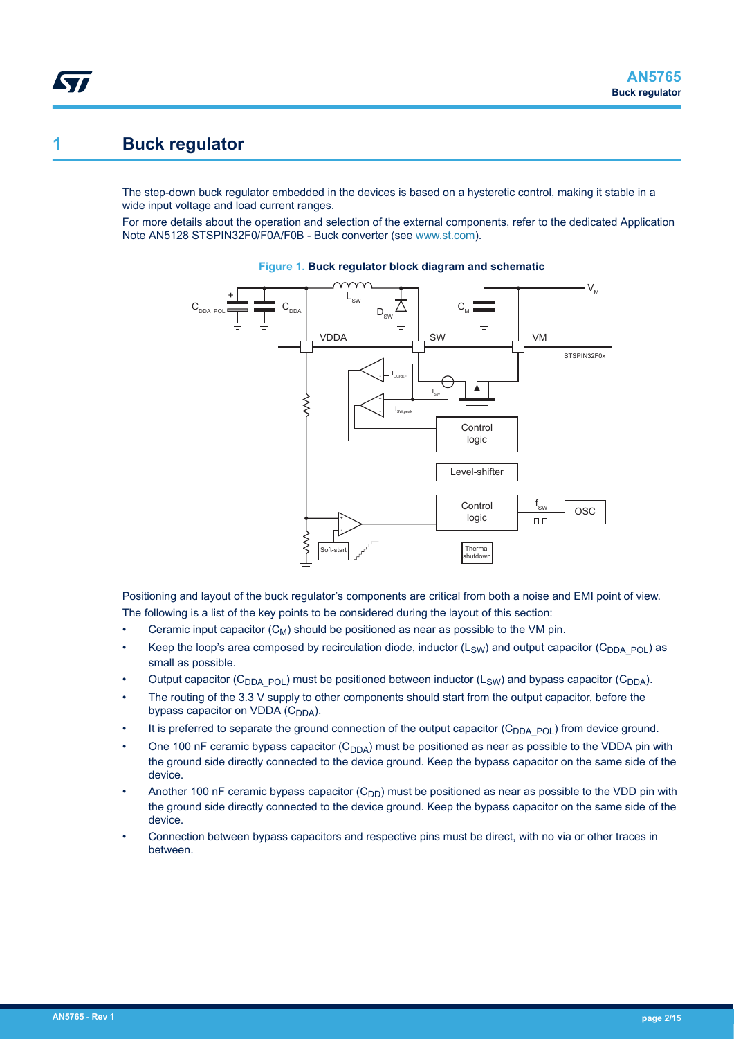# 1 Buck regulator

The step-down buck regulator embedded in the devices is based on a hysteretic control, making it stable in a wide input voltage and load current ranges.

For more details about the operation and selection of the external components, refer to the dedicated Application Note AN5128 STSPIN32F0/F0A/F0B - Buck converter (see www.st.com).

**Figure 1. Buck regulator block diagram and schematic**

Positioning and layout of the buck regulator's components are critical from both a noise and EMI point of view. The following is a list of the key points to be considered during the layout of this section:

- Ceramic input capacitor ($C_M$) should be positioned as near as possible to the VM pin.
- Keep the loop's area composed by recirculation diode, inductor ($L_{SW}$) and output capacitor ($C_{DDA\_POL}$) as small as possible.
- Output capacitor ($C_{DDA\_POL}$) must be positioned between inductor ($L_{SW}$) and bypass capacitor ($C_{DDA}$).
- The routing of the 3.3 V supply to other components should start from the output capacitor, before the bypass capacitor on VDDA ($C_{DDA}$).
- It is preferred to separate the ground connection of the output capacitor ($C_{DDA\_POL}$) from device ground.
- One 100 nF ceramic bypass capacitor ($C_{DDA}$) must be positioned as near as possible to the VDDA pin with the ground side directly connected to the device ground. Keep the bypass capacitor on the same side of the device.
- Another 100 nF ceramic bypass capacitor ($C_{DD}$) must be positioned as near as possible to the VDD pin with the ground side directly connected to the device ground. Keep the bypass capacitor on the same side of the device.
- Connection between bypass capacitors and respective pins must be direct, with no via or other traces in between.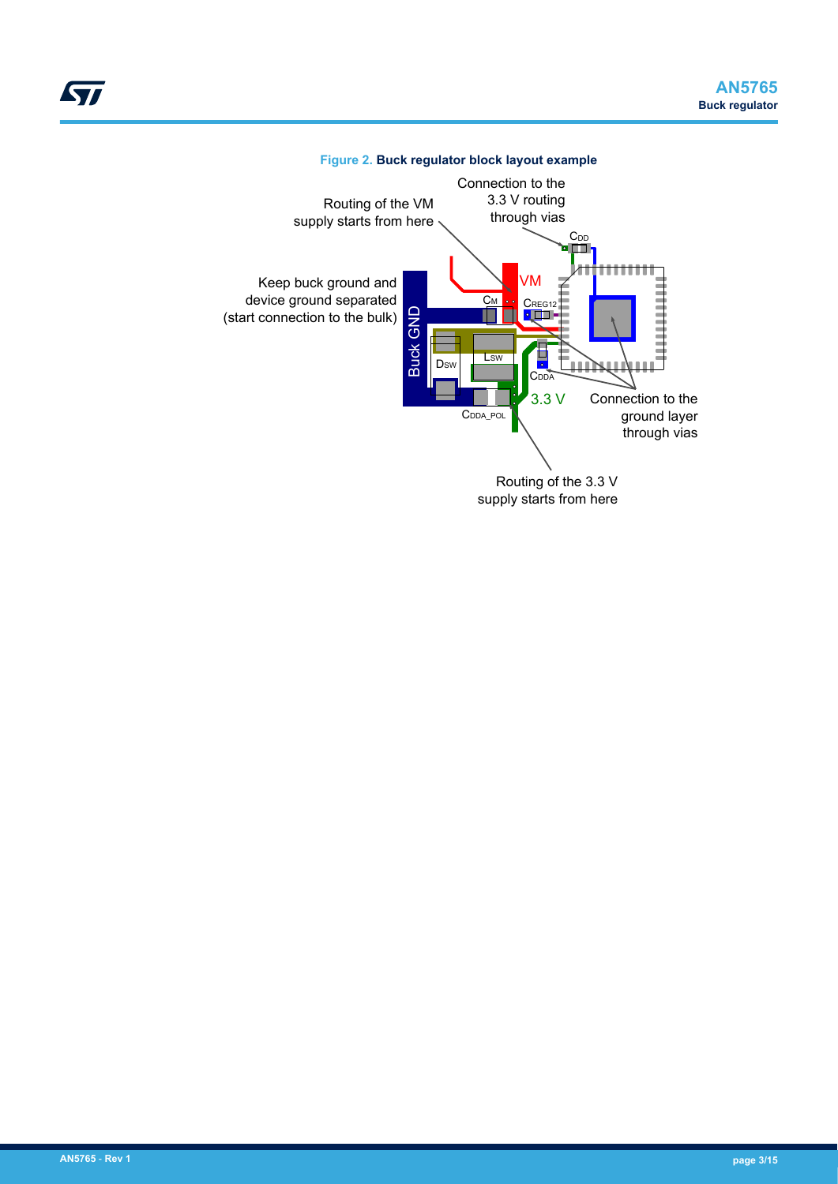**Figure 2. Buck regulator block layout example**

Routing of the VM supply starts from here

Connection to the 3.3 V routing through vias

Keep buck ground and device ground separated (start connection to the bulk)

Buck GND

VM

$C_M$

$C_{REG12}$

$C_{DD}$

$D_{SW}$

$L_{SW}$

$C_{DDA}$

$C_{DDA\_POL}$

3.3 V

Connection to the ground layer through vias

Routing of the 3.3 V supply starts from here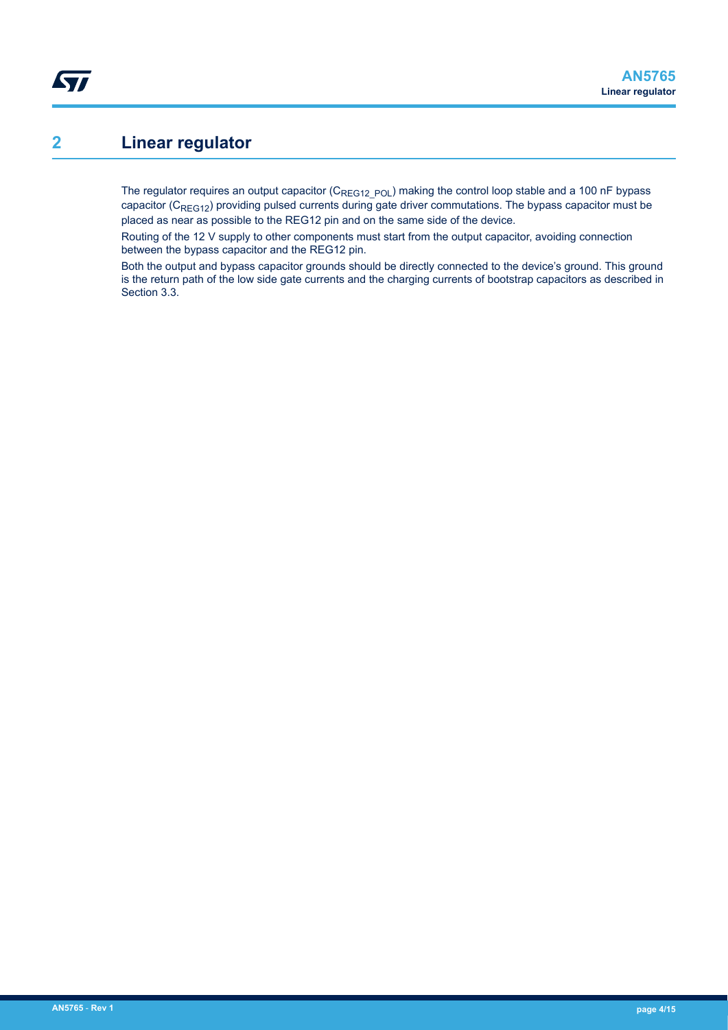# 2 Linear regulator

The regulator requires an output capacitor ($C_{REG12\_POL}$) making the control loop stable and a 100 nF bypass capacitor ($C_{REG12}$) providing pulsed currents during gate driver commutations. The bypass capacitor must be placed as near as possible to the REG12 pin and on the same side of the device.

Routing of the 12 V supply to other components must start from the output capacitor, avoiding connection between the bypass capacitor and the REG12 pin.

Both the output and bypass capacitor grounds should be directly connected to the device's ground. This ground is the return path of the low side gate currents and the charging currents of bootstrap capacitors as described in Section 3.3.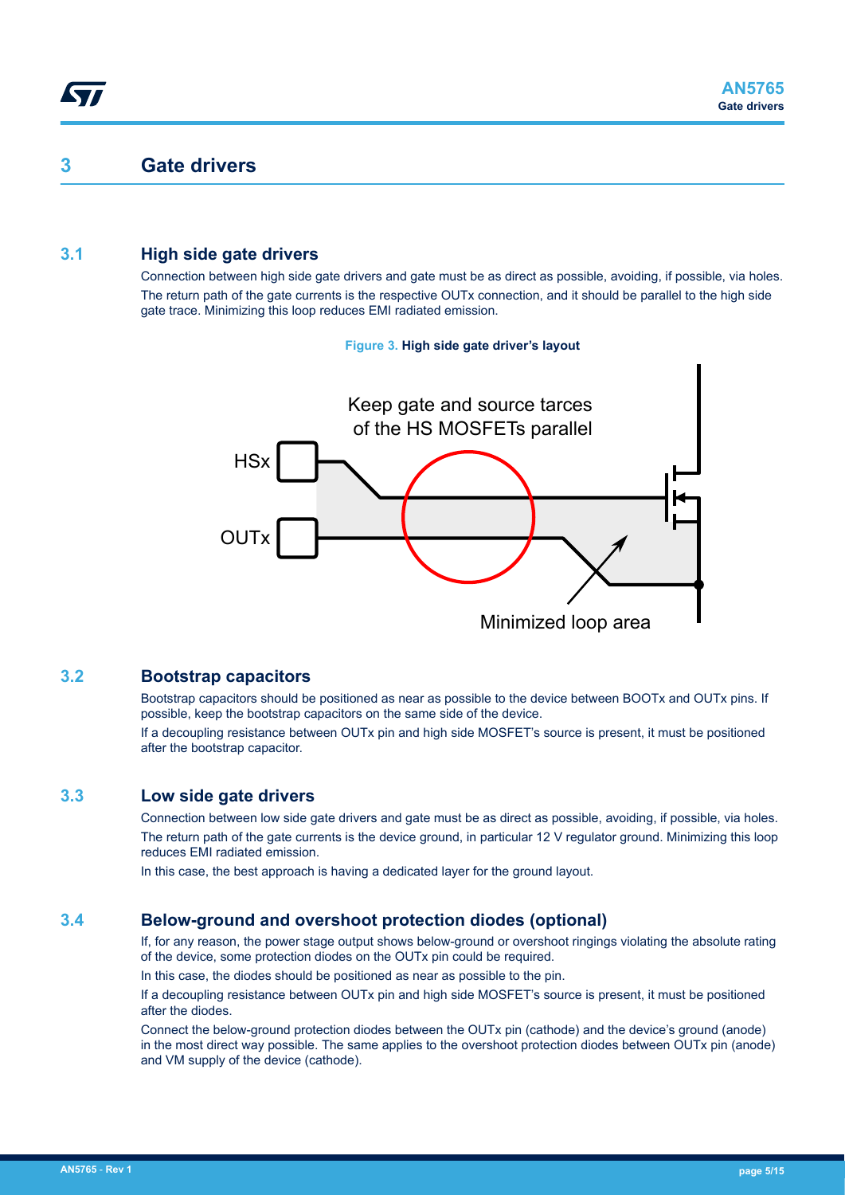# 3 Gate drivers

## 3.1 High side gate drivers

Connection between high side gate drivers and gate must be as direct as possible, avoiding, if possible, via holes.

The return path of the gate currents is the respective OUTx connection, and it should be parallel to the high side gate trace. Minimizing this loop reduces EMI radiated emission.

**Figure 3. High side gate driver's layout**

## 3.2 Bootstrap capacitors

Bootstrap capacitors should be positioned as near as possible to the device between BOOTx and OUTx pins. If possible, keep the bootstrap capacitors on the same side of the device.

If a decoupling resistance between OUTx pin and high side MOSFET's source is present, it must be positioned after the bootstrap capacitor.

## 3.3 Low side gate drivers

Connection between low side gate drivers and gate must be as direct as possible, avoiding, if possible, via holes.

The return path of the gate currents is the device ground, in particular 12 V regulator ground. Minimizing this loop reduces EMI radiated emission.

In this case, the best approach is having a dedicated layer for the ground layout.

## 3.4 Below-ground and overshoot protection diodes (optional)

If, for any reason, the power stage output shows below-ground or overshoot ringings violating the absolute rating of the device, some protection diodes on the OUTx pin could be required.

In this case, the diodes should be positioned as near as possible to the pin.

If a decoupling resistance between OUTx pin and high side MOSFET's source is present, it must be positioned after the diodes.

Connect the below-ground protection diodes between the OUTx pin (cathode) and the device's ground (anode) in the most direct way possible. The same applies to the overshoot protection diodes between OUTx pin (anode) and VM supply of the device (cathode).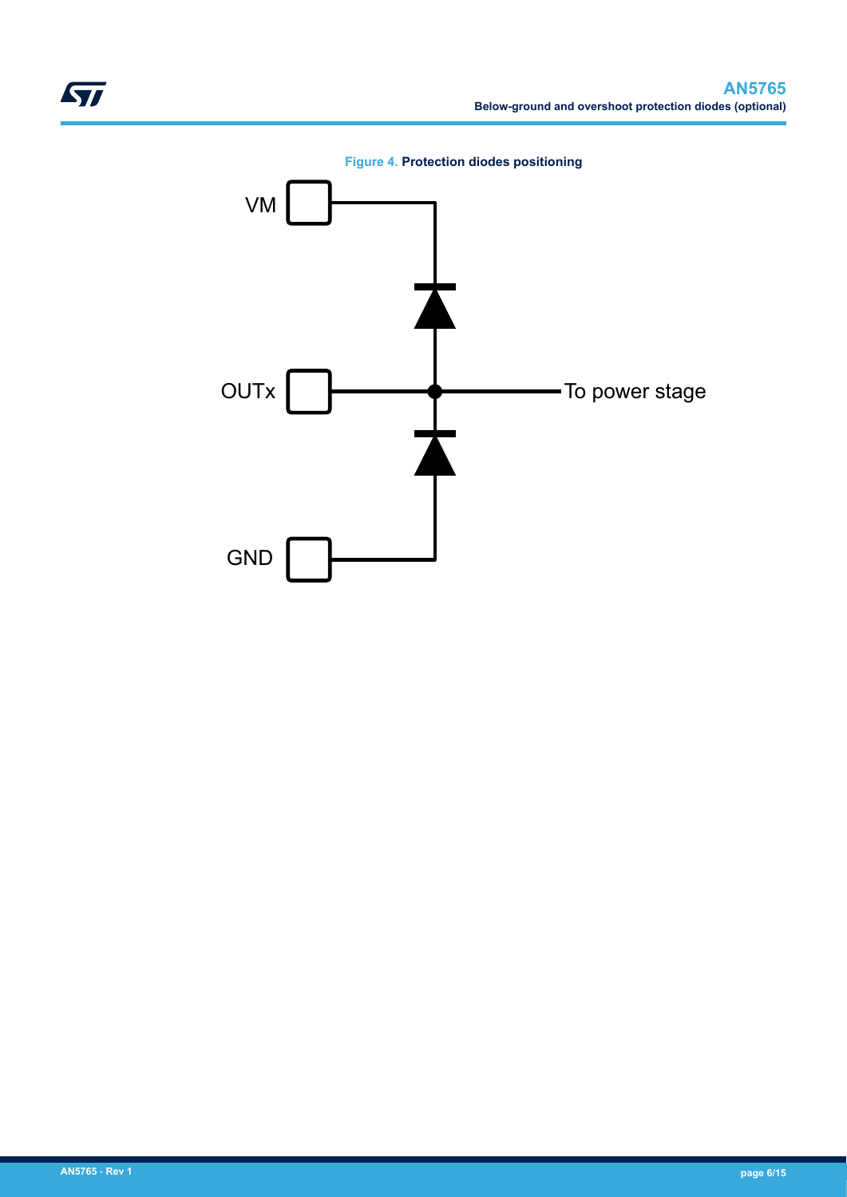Figure 4. Protection diodes positioning

VM

OUTx

To power stage

GND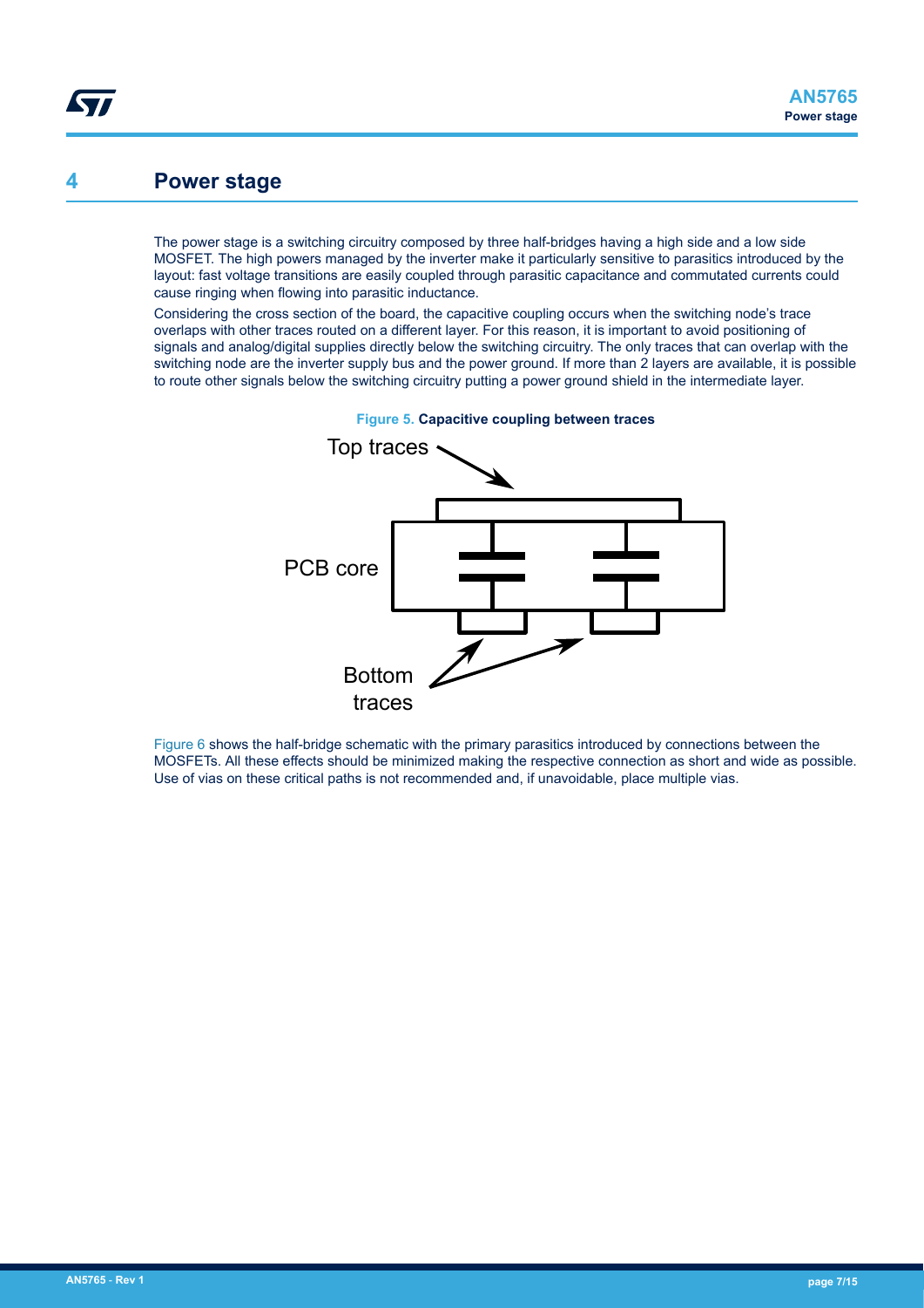# 4 Power stage

The power stage is a switching circuitry composed by three half-bridges having a high side and a low side MOSFET. The high powers managed by the inverter make it particularly sensitive to parasitics introduced by the layout: fast voltage transitions are easily coupled through parasitic capacitance and commutated currents could cause ringing when flowing into parasitic inductance.

Considering the cross section of the board, the capacitive coupling occurs when the switching node's trace overlaps with other traces routed on a different layer. For this reason, it is important to avoid positioning of signals and analog/digital supplies directly below the switching circuitry. The only traces that can overlap with the switching node are the inverter supply bus and the power ground. If more than 2 layers are available, it is possible to route other signals below the switching circuitry putting a power ground shield in the intermediate layer.

**Figure 5. Capacitive coupling between traces**

Top traces

PCB core

Bottom traces

Figure 6 shows the half-bridge schematic with the primary parasitics introduced by connections between the MOSFETs. All these effects should be minimized making the respective connection as short and wide as possible. Use of vias on these critical paths is not recommended and, if unavoidable, place multiple vias.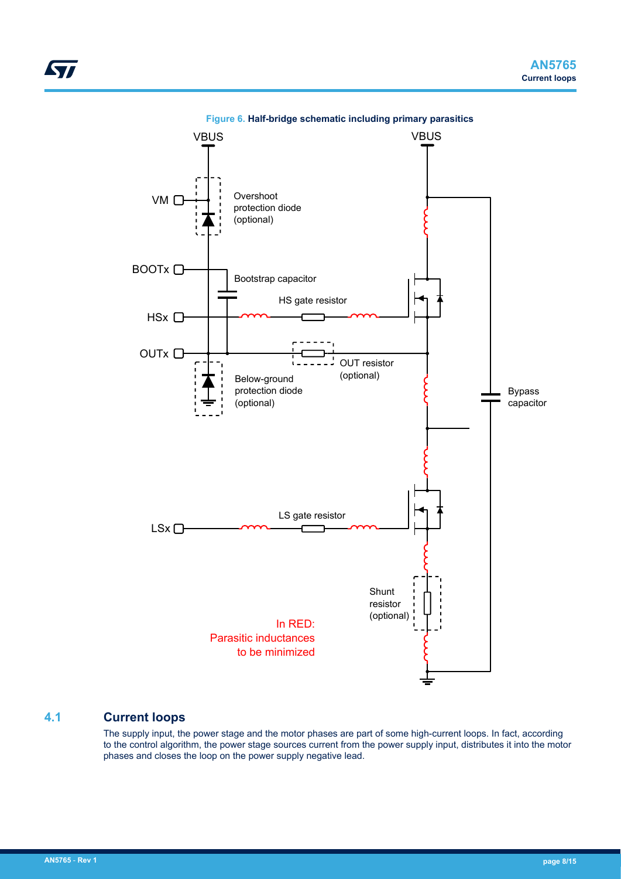Figure 6. Half-bridge schematic including primary parasitics

## 4.1 Current loops

The supply input, the power stage and the motor phases are part of some high-current loops. In fact, according to the control algorithm, the power stage sources current from the power supply input, distributes it into the motor phases and closes the loop on the power supply negative lead.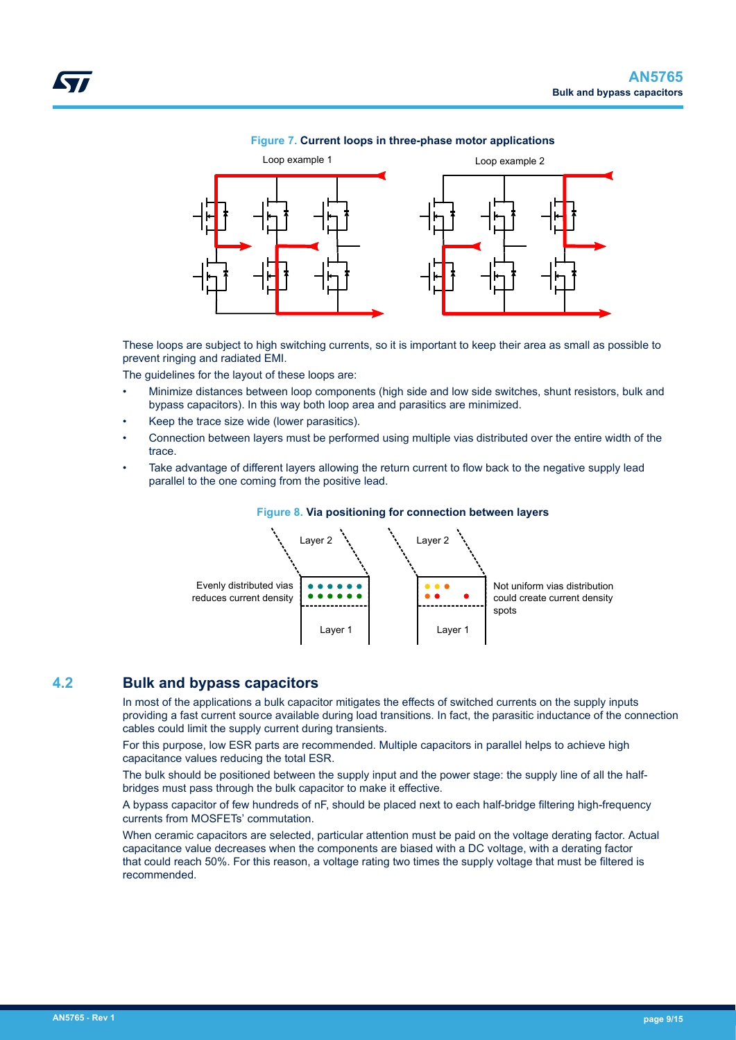**Figure 7. Current loops in three-phase motor applications**

These loops are subject to high switching currents, so it is important to keep their area as small as possible to prevent ringing and radiated EMI.

The guidelines for the layout of these loops are:

- Minimize distances between loop components (high side and low side switches, shunt resistors, bulk and bypass capacitors). In this way both loop area and parasitics are minimized.
- Keep the trace size wide (lower parasitics).
- Connection between layers must be performed using multiple vias distributed over the entire width of the trace.
- Take advantage of different layers allowing the return current to flow back to the negative supply lead parallel to the one coming from the positive lead.

**Figure 8. Via positioning for connection between layers**

## 4.2 Bulk and bypass capacitors

In most of the applications a bulk capacitor mitigates the effects of switched currents on the supply inputs providing a fast current source available during load transitions. In fact, the parasitic inductance of the connection cables could limit the supply current during transients.

For this purpose, low ESR parts are recommended. Multiple capacitors in parallel helps to achieve high capacitance values reducing the total ESR.

The bulk should be positioned between the supply input and the power stage: the supply line of all the half-bridges must pass through the bulk capacitor to make it effective.

A bypass capacitor of few hundreds of nF, should be placed next to each half-bridge filtering high-frequency currents from MOSFETs' commutation.

When ceramic capacitors are selected, particular attention must be paid on the voltage derating factor. Actual capacitance value decreases when the components are biased with a DC voltage, with a derating factor that could reach 50%. For this reason, a voltage rating two times the supply voltage that must be filtered is recommended.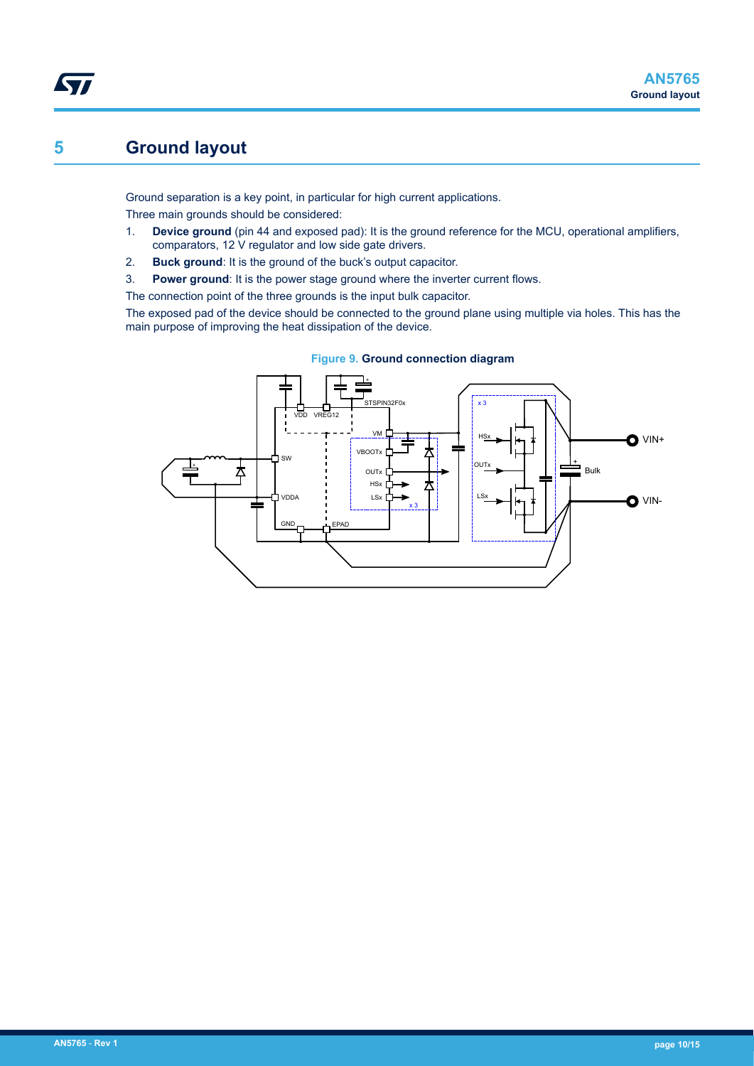# 5 Ground layout

Ground separation is a key point, in particular for high current applications.

Three main grounds should be considered:

1. **Device ground** (pin 44 and exposed pad): It is the ground reference for the MCU, operational amplifiers, comparators, 12 V regulator and low side gate drivers.
2. **Buck ground**: It is the ground of the buck's output capacitor.
3. **Power ground**: It is the power stage ground where the inverter current flows.

The connection point of the three grounds is the input bulk capacitor.

The exposed pad of the device should be connected to the ground plane using multiple via holes. This has the main purpose of improving the heat dissipation of the device.

**Figure 9. Ground connection diagram**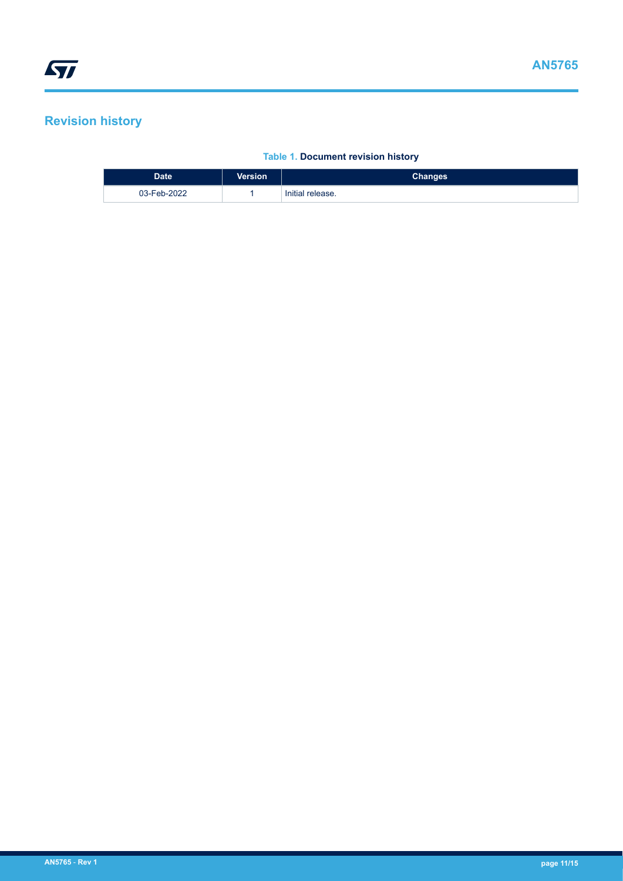# Revision history

**Table 1. Document revision history**

| Date | Version | Changes |
| --- | --- | --- |
| 03-Feb-2022 | 1 | Initial release. |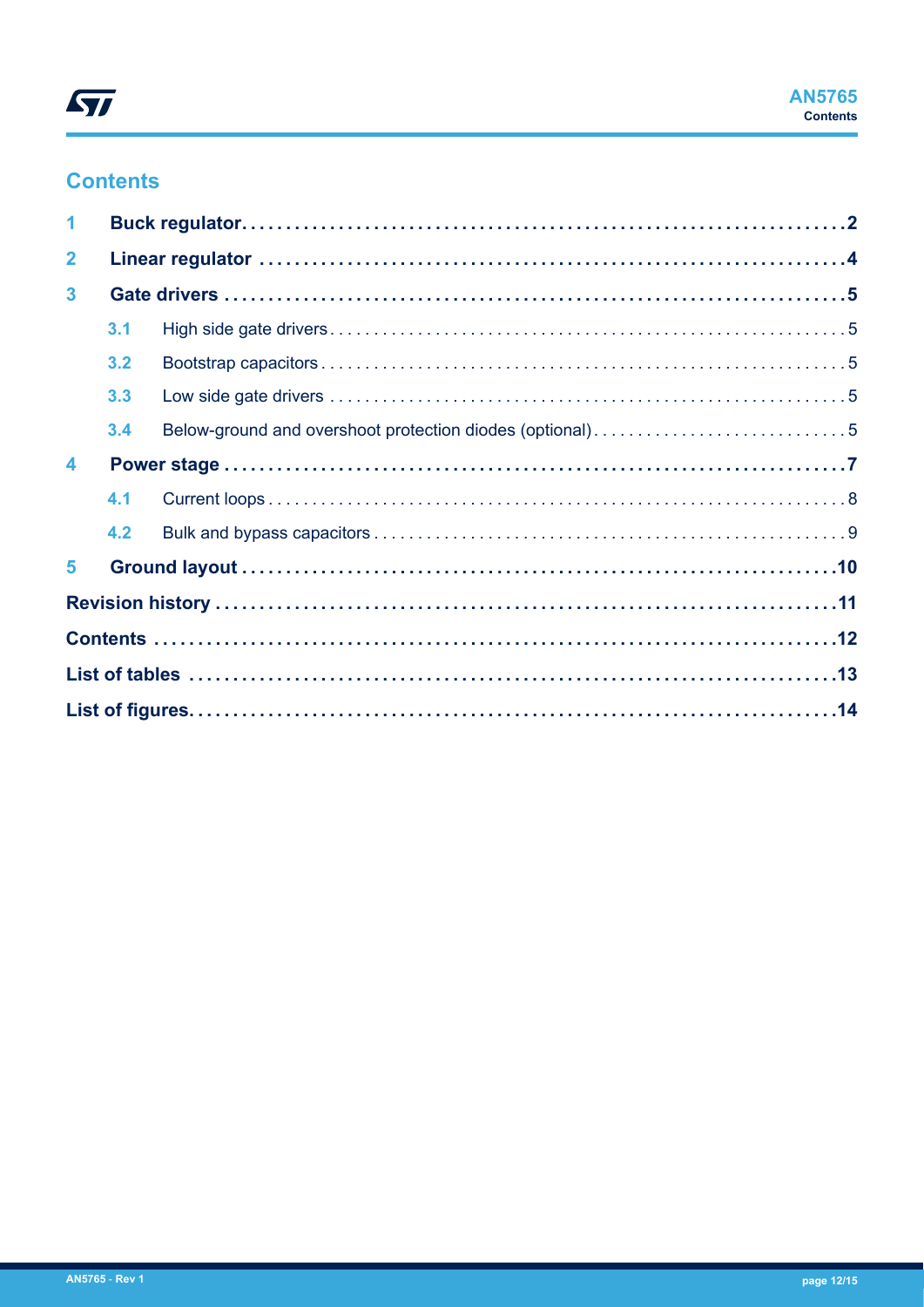# Contents

**1 Buck regulator** .......... **2**

**2 Linear regulator** .......... **4**

**3 Gate drivers** .......... **5**

- 3.1 High side gate drivers .......... 5
- 3.2 Bootstrap capacitors .......... 5
- 3.3 Low side gate drivers .......... 5
- 3.4 Below-ground and overshoot protection diodes (optional) .......... 5

**4 Power stage** .......... **7**

- 4.1 Current loops .......... 8
- 4.2 Bulk and bypass capacitors .......... 9

**5 Ground layout** .......... **10**

**Revision history** .......... **11**

**Contents** .......... **12**

**List of tables** .......... **13**

**List of figures** .......... **14**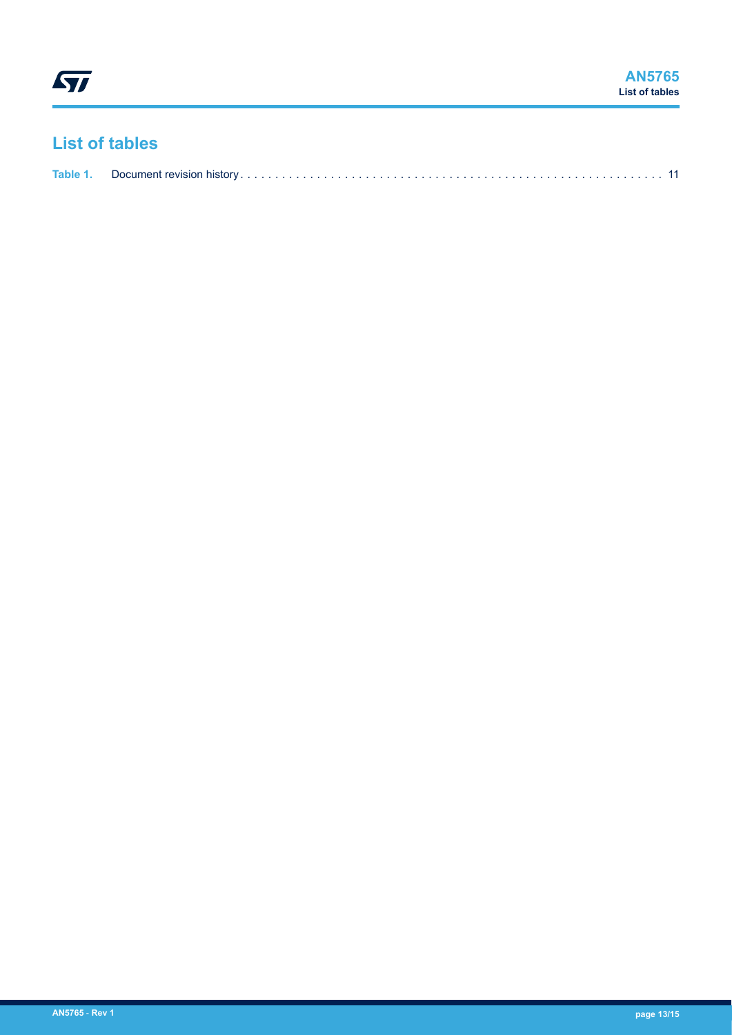# List of tables

Table 1. Document revision history . . . . . . . . . . . . . . . . . . . . . . . . . . . . . . . . . . . . . . . . . . . . . . . . . . . . . . . . . . . . . . 11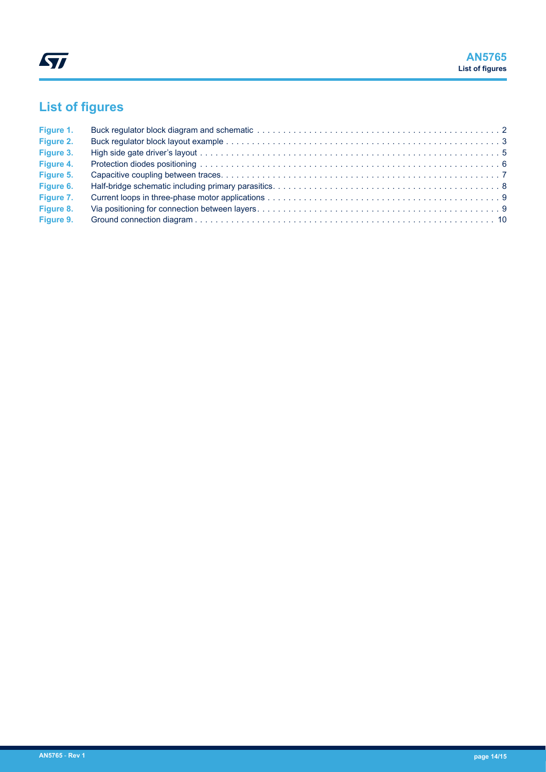# List of figures

| | | |
|---|---|---|
| Figure 1. | Buck regulator block diagram and schematic | 2 |
| Figure 2. | Buck regulator block layout example | 3 |
| Figure 3. | High side gate driver's layout | 5 |
| Figure 4. | Protection diodes positioning | 6 |
| Figure 5. | Capacitive coupling between traces | 7 |
| Figure 6. | Half-bridge schematic including primary parasitics | 8 |
| Figure 7. | Current loops in three-phase motor applications | 9 |
| Figure 8. | Via positioning for connection between layers | 9 |
| Figure 9. | Ground connection diagram | 10 |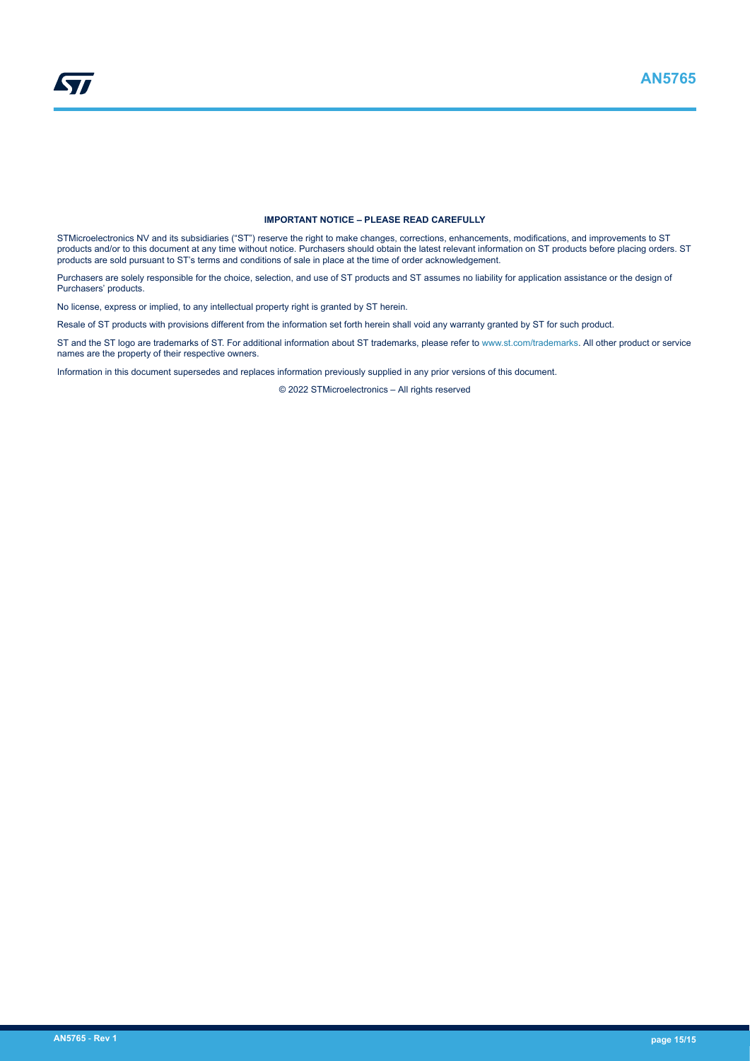**IMPORTANT NOTICE – PLEASE READ CAREFULLY**

STMicroelectronics NV and its subsidiaries ("ST") reserve the right to make changes, corrections, enhancements, modifications, and improvements to ST products and/or to this document at any time without notice. Purchasers should obtain the latest relevant information on ST products before placing orders. ST products are sold pursuant to ST's terms and conditions of sale in place at the time of order acknowledgement.

Purchasers are solely responsible for the choice, selection, and use of ST products and ST assumes no liability for application assistance or the design of Purchasers' products.

No license, express or implied, to any intellectual property right is granted by ST herein.

Resale of ST products with provisions different from the information set forth herein shall void any warranty granted by ST for such product.

ST and the ST logo are trademarks of ST. For additional information about ST trademarks, please refer to www.st.com/trademarks. All other product or service names are the property of their respective owners.

Information in this document supersedes and replaces information previously supplied in any prior versions of this document.

© 2022 STMicroelectronics – All rights reserved